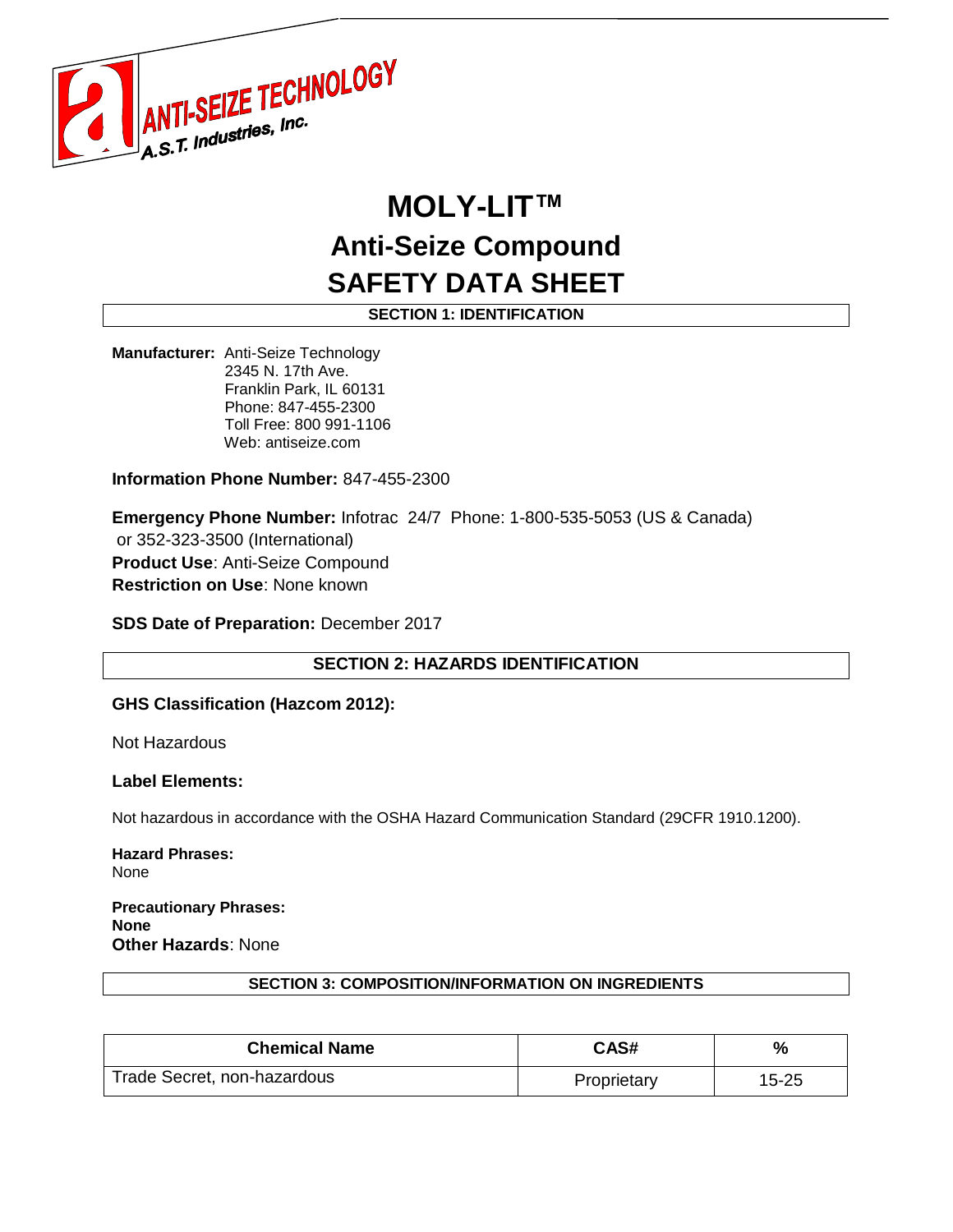ANTI-SEIZE TECHNOLOGY
A.S.T. Industries, Inc.

# MOLY-LIT™
# Anti-Seize Compound
# SAFETY DATA SHEET

## SECTION 1: IDENTIFICATION

**Manufacturer:** Anti-Seize Technology
2345 N. 17th Ave.
Franklin Park, IL 60131
Phone: 847-455-2300
Toll Free: 800 991-1106
Web: antiseize.com

**Information Phone Number:** 847-455-2300

**Emergency Phone Number:** Infotrac 24/7 Phone: 1-800-535-5053 (US & Canada) or 352-323-3500 (International)
**Product Use**: Anti-Seize Compound
**Restriction on Use**: None known

**SDS Date of Preparation:** December 2017

## SECTION 2: HAZARDS IDENTIFICATION

**GHS Classification (Hazcom 2012):**

Not Hazardous

**Label Elements:**

Not hazardous in accordance with the OSHA Hazard Communication Standard (29CFR 1910.1200).

**Hazard Phrases:**
None

**Precautionary Phrases:**
**None**
**Other Hazards**: None

## SECTION 3: COMPOSITION/INFORMATION ON INGREDIENTS

| Chemical Name | CAS# | % |
|---|---|---|
| Trade Secret, non-hazardous | Proprietary | 15-25 |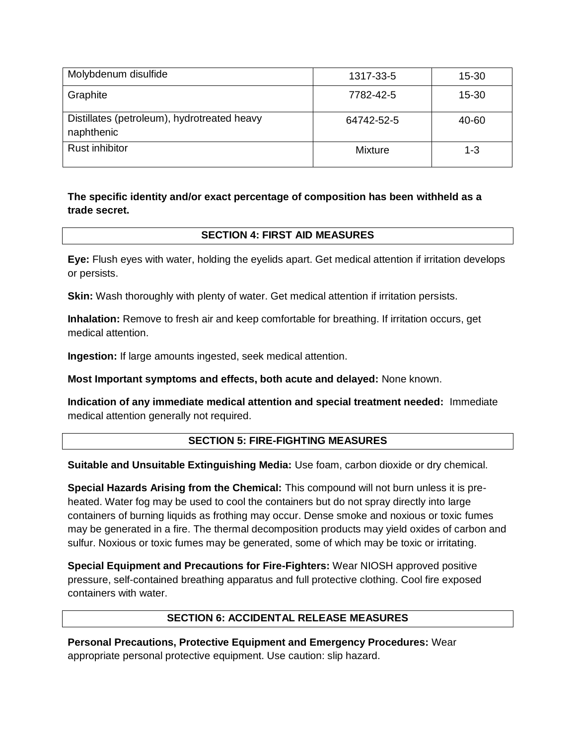| Molybdenum disulfide | 1317-33-5 | 15-30 |
|---|---|---|
| Graphite | 7782-42-5 | 15-30 |
| Distillates (petroleum), hydrotreated heavy naphthenic | 64742-52-5 | 40-60 |
| Rust inhibitor | Mixture | 1-3 |

**The specific identity and/or exact percentage of composition has been withheld as a trade secret.**

## SECTION 4: FIRST AID MEASURES

**Eye:** Flush eyes with water, holding the eyelids apart. Get medical attention if irritation develops or persists.

**Skin:** Wash thoroughly with plenty of water. Get medical attention if irritation persists.

**Inhalation:** Remove to fresh air and keep comfortable for breathing. If irritation occurs, get medical attention.

**Ingestion:** If large amounts ingested, seek medical attention.

**Most Important symptoms and effects, both acute and delayed:** None known.

**Indication of any immediate medical attention and special treatment needed:** Immediate medical attention generally not required.

## SECTION 5: FIRE-FIGHTING MEASURES

**Suitable and Unsuitable Extinguishing Media:** Use foam, carbon dioxide or dry chemical.

**Special Hazards Arising from the Chemical:** This compound will not burn unless it is pre-heated. Water fog may be used to cool the containers but do not spray directly into large containers of burning liquids as frothing may occur. Dense smoke and noxious or toxic fumes may be generated in a fire. The thermal decomposition products may yield oxides of carbon and sulfur. Noxious or toxic fumes may be generated, some of which may be toxic or irritating.

**Special Equipment and Precautions for Fire-Fighters:** Wear NIOSH approved positive pressure, self-contained breathing apparatus and full protective clothing. Cool fire exposed containers with water.

## SECTION 6: ACCIDENTAL RELEASE MEASURES

**Personal Precautions, Protective Equipment and Emergency Procedures:** Wear appropriate personal protective equipment. Use caution: slip hazard.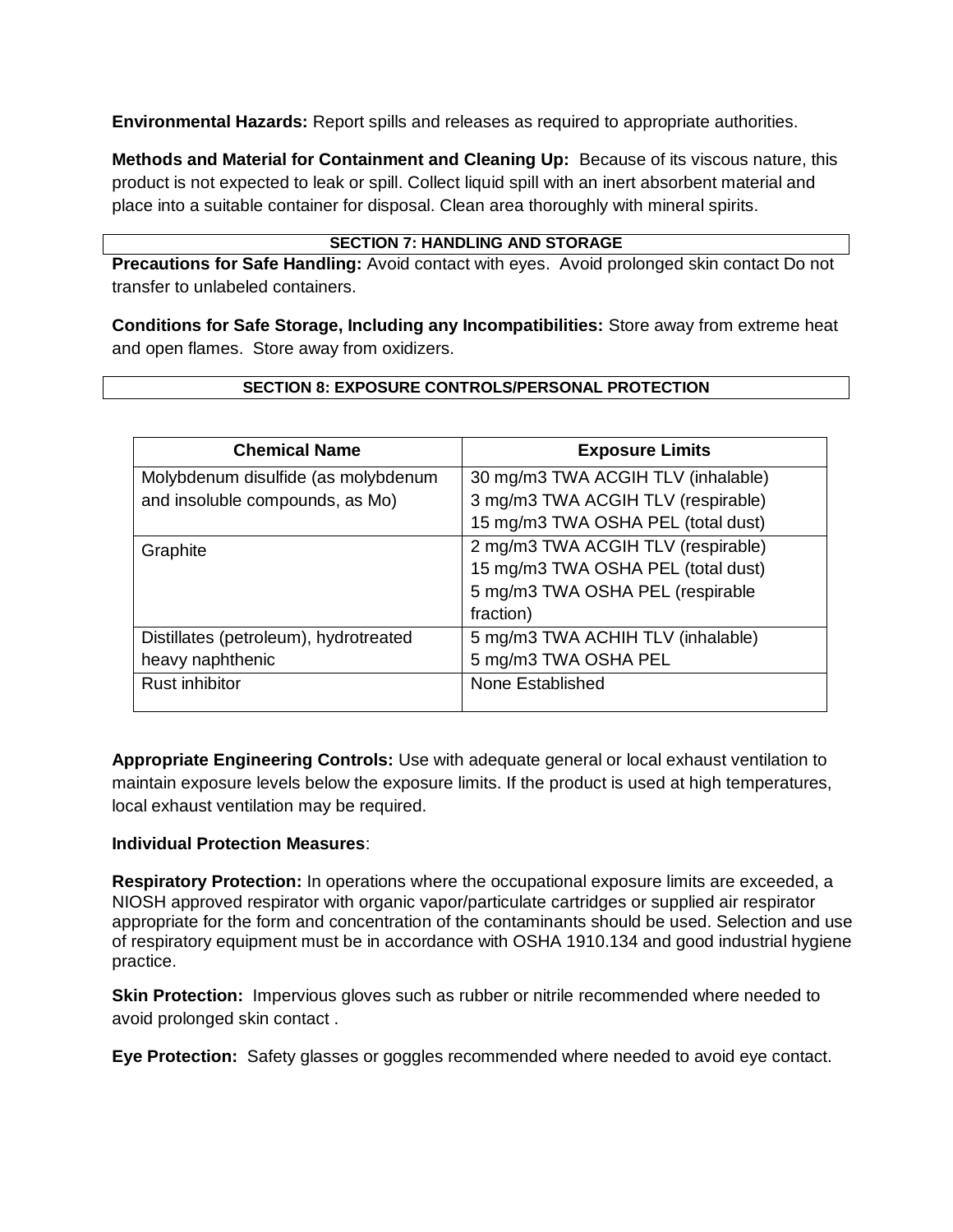**Environmental Hazards:** Report spills and releases as required to appropriate authorities.

**Methods and Material for Containment and Cleaning Up:** Because of its viscous nature, this product is not expected to leak or spill. Collect liquid spill with an inert absorbent material and place into a suitable container for disposal. Clean area thoroughly with mineral spirits.

## SECTION 7: HANDLING AND STORAGE

**Precautions for Safe Handling:** Avoid contact with eyes. Avoid prolonged skin contact Do not transfer to unlabeled containers.

**Conditions for Safe Storage, Including any Incompatibilities:** Store away from extreme heat and open flames. Store away from oxidizers.

## SECTION 8: EXPOSURE CONTROLS/PERSONAL PROTECTION

| Chemical Name | Exposure Limits |
| --- | --- |
| Molybdenum disulfide (as molybdenum and insoluble compounds, as Mo) | 30 mg/m3 TWA ACGIH TLV (inhalable)<br>3 mg/m3 TWA ACGIH TLV (respirable)<br>15 mg/m3 TWA OSHA PEL (total dust) |
| Graphite | 2 mg/m3 TWA ACGIH TLV (respirable)<br>15 mg/m3 TWA OSHA PEL (total dust)<br>5 mg/m3 TWA OSHA PEL (respirable fraction) |
| Distillates (petroleum), hydrotreated heavy naphthenic | 5 mg/m3 TWA ACHIH TLV (inhalable)<br>5 mg/m3 TWA OSHA PEL |
| Rust inhibitor | None Established |

**Appropriate Engineering Controls:** Use with adequate general or local exhaust ventilation to maintain exposure levels below the exposure limits. If the product is used at high temperatures, local exhaust ventilation may be required.

**Individual Protection Measures**:

**Respiratory Protection:** In operations where the occupational exposure limits are exceeded, a NIOSH approved respirator with organic vapor/particulate cartridges or supplied air respirator appropriate for the form and concentration of the contaminants should be used. Selection and use of respiratory equipment must be in accordance with OSHA 1910.134 and good industrial hygiene practice.

**Skin Protection:** Impervious gloves such as rubber or nitrile recommended where needed to avoid prolonged skin contact .

**Eye Protection:** Safety glasses or goggles recommended where needed to avoid eye contact.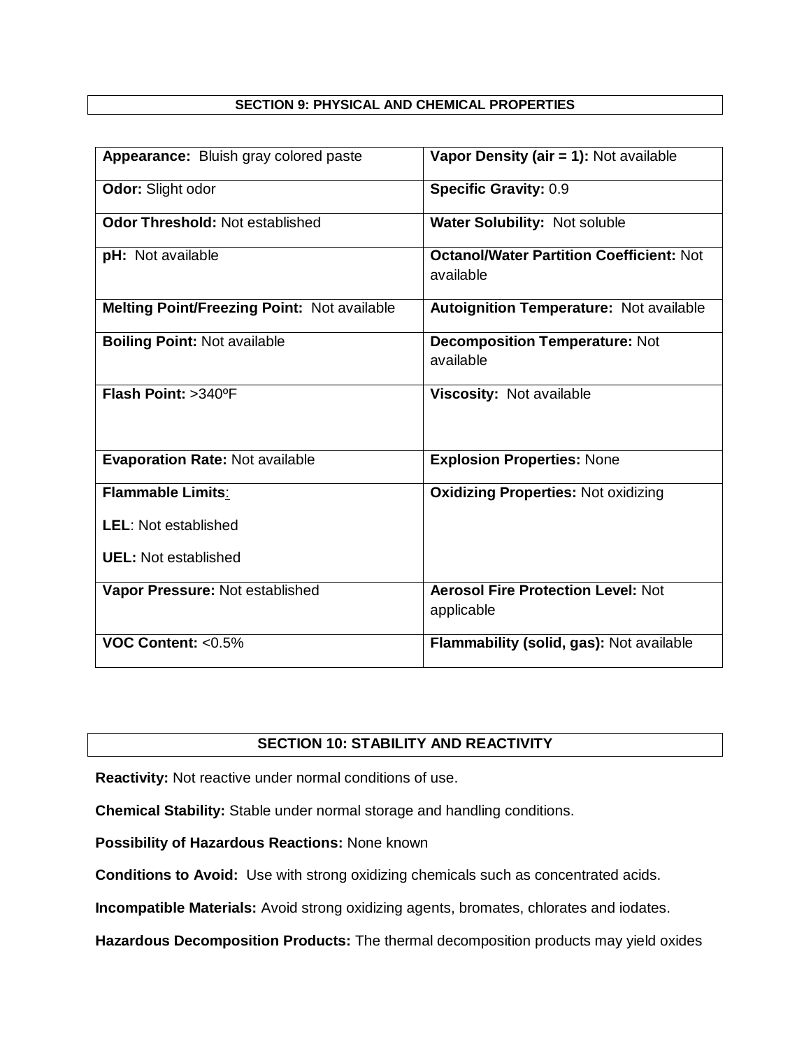## SECTION 9: PHYSICAL AND CHEMICAL PROPERTIES

| | |
|---|---|
| **Appearance:** Bluish gray colored paste | **Vapor Density (air = 1):** Not available |
| **Odor:** Slight odor | **Specific Gravity:** 0.9 |
| **Odor Threshold:** Not established | **Water Solubility:** Not soluble |
| **pH:** Not available | **Octanol/Water Partition Coefficient:** Not available |
| **Melting Point/Freezing Point:** Not available | **Autoignition Temperature:** Not available |
| **Boiling Point:** Not available | **Decomposition Temperature:** Not available |
| **Flash Point:** >340ºF | **Viscosity:** Not available |
| **Evaporation Rate:** Not available | **Explosion Properties:** None |
| **Flammable Limits:** <br> **LEL**: Not established <br> **UEL:** Not established | **Oxidizing Properties:** Not oxidizing |
| **Vapor Pressure:** Not established | **Aerosol Fire Protection Level:** Not applicable |
| **VOC Content:** <0.5% | **Flammability (solid, gas):** Not available |

## SECTION 10: STABILITY AND REACTIVITY

**Reactivity:** Not reactive under normal conditions of use.

**Chemical Stability:** Stable under normal storage and handling conditions.

**Possibility of Hazardous Reactions:** None known

**Conditions to Avoid:** Use with strong oxidizing chemicals such as concentrated acids.

**Incompatible Materials:** Avoid strong oxidizing agents, bromates, chlorates and iodates.

**Hazardous Decomposition Products:** The thermal decomposition products may yield oxides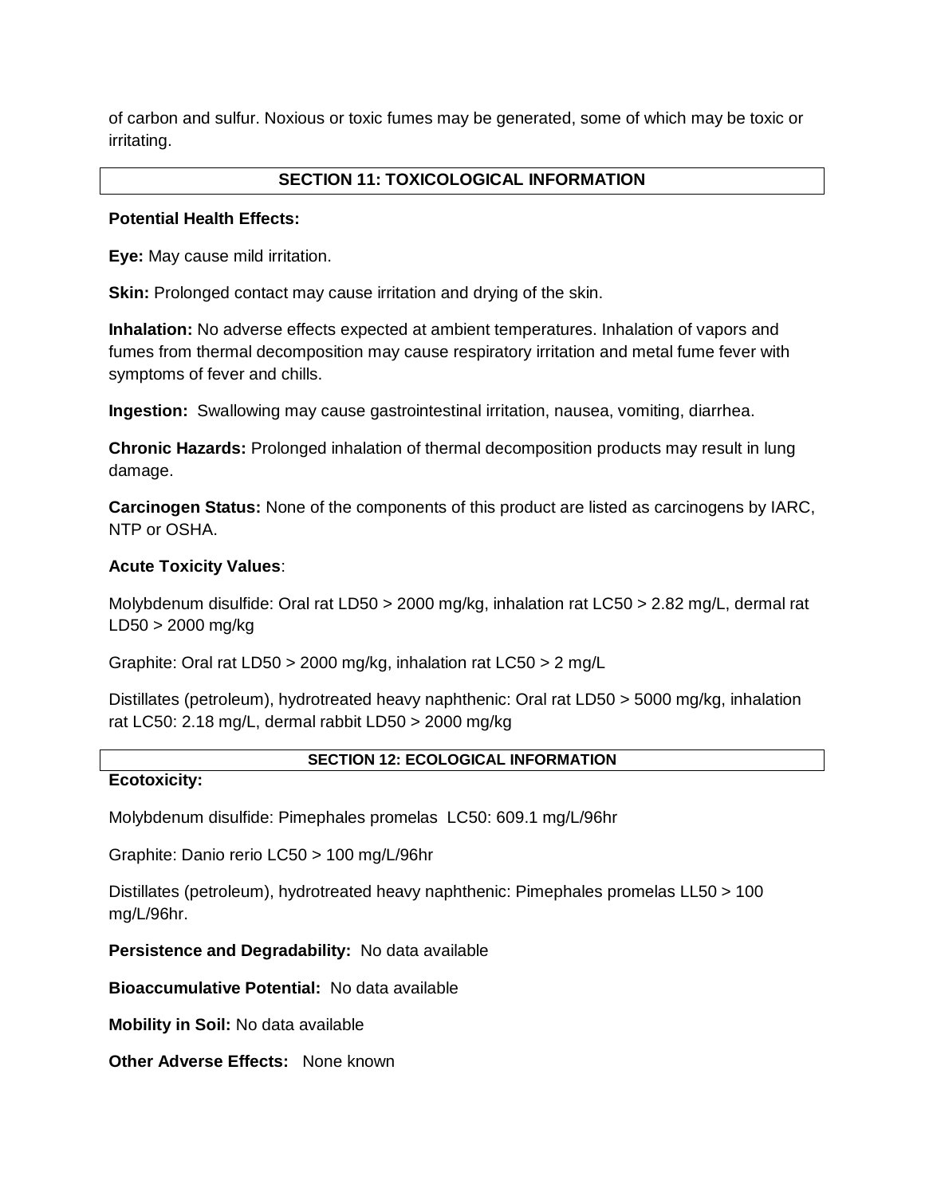of carbon and sulfur. Noxious or toxic fumes may be generated, some of which may be toxic or irritating.

## SECTION 11: TOXICOLOGICAL INFORMATION

**Potential Health Effects:**

**Eye:** May cause mild irritation.

**Skin:** Prolonged contact may cause irritation and drying of the skin.

**Inhalation:** No adverse effects expected at ambient temperatures. Inhalation of vapors and fumes from thermal decomposition may cause respiratory irritation and metal fume fever with symptoms of fever and chills.

**Ingestion:** Swallowing may cause gastrointestinal irritation, nausea, vomiting, diarrhea.

**Chronic Hazards:** Prolonged inhalation of thermal decomposition products may result in lung damage.

**Carcinogen Status:** None of the components of this product are listed as carcinogens by IARC, NTP or OSHA.

**Acute Toxicity Values**:

Molybdenum disulfide: Oral rat LD50 > 2000 mg/kg, inhalation rat LC50 > 2.82 mg/L, dermal rat LD50 > 2000 mg/kg

Graphite: Oral rat LD50 > 2000 mg/kg, inhalation rat LC50 > 2 mg/L

Distillates (petroleum), hydrotreated heavy naphthenic: Oral rat LD50 > 5000 mg/kg, inhalation rat LC50: 2.18 mg/L, dermal rabbit LD50 > 2000 mg/kg

## SECTION 12: ECOLOGICAL INFORMATION

**Ecotoxicity:**

Molybdenum disulfide: Pimephales promelas LC50: 609.1 mg/L/96hr

Graphite: Danio rerio LC50 > 100 mg/L/96hr

Distillates (petroleum), hydrotreated heavy naphthenic: Pimephales promelas LL50 > 100 mg/L/96hr.

**Persistence and Degradability:** No data available

**Bioaccumulative Potential:** No data available

**Mobility in Soil:** No data available

**Other Adverse Effects:** None known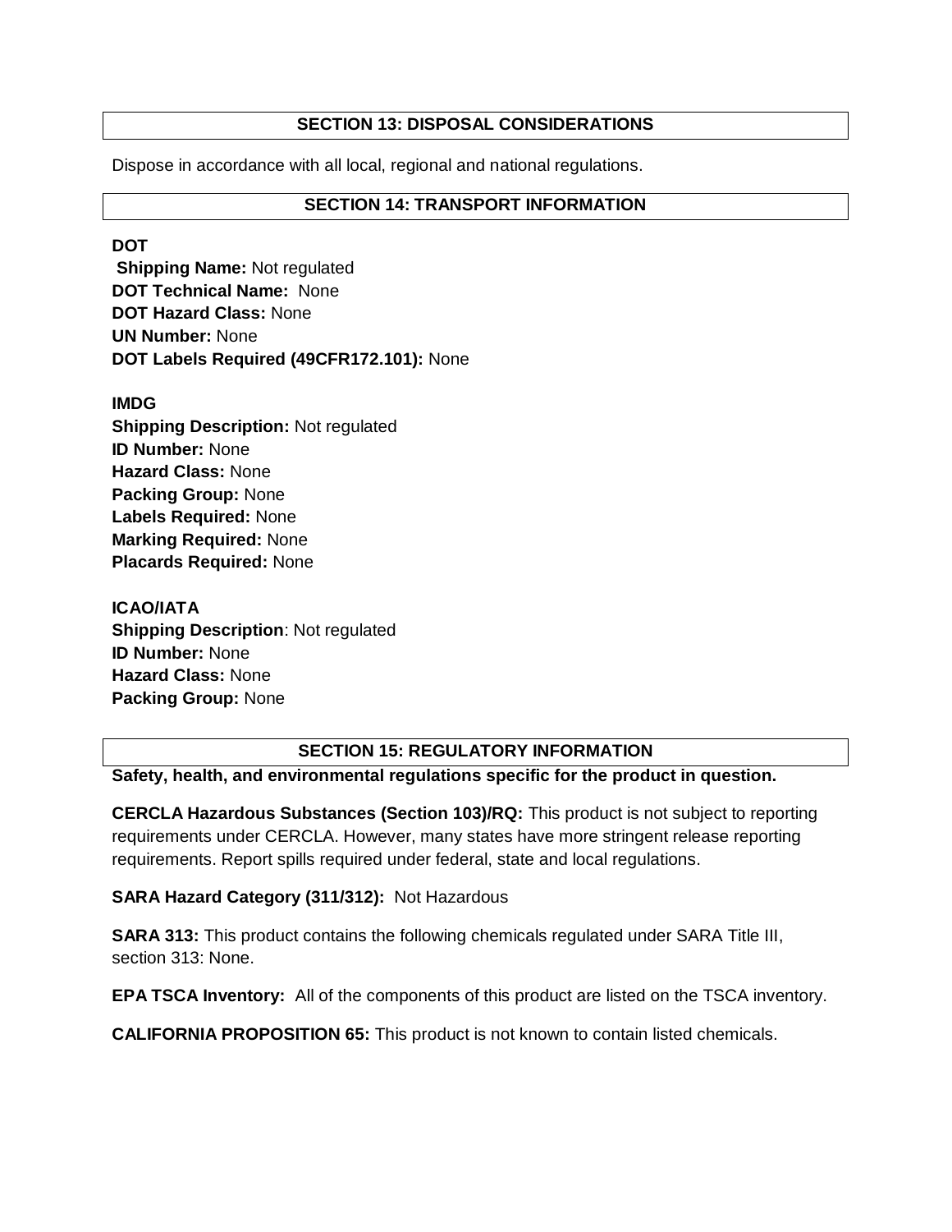## SECTION 13: DISPOSAL CONSIDERATIONS

Dispose in accordance with all local, regional and national regulations.

## SECTION 14: TRANSPORT INFORMATION

**DOT**
**Shipping Name:** Not regulated
**DOT Technical Name:** None
**DOT Hazard Class:** None
**UN Number:** None
**DOT Labels Required (49CFR172.101):** None

**IMDG**
**Shipping Description:** Not regulated
**ID Number:** None
**Hazard Class:** None
**Packing Group:** None
**Labels Required:** None
**Marking Required:** None
**Placards Required:** None

**ICAO/IATA**
**Shipping Description**: Not regulated
**ID Number:** None
**Hazard Class:** None
**Packing Group:** None

## SECTION 15: REGULATORY INFORMATION

**Safety, health, and environmental regulations specific for the product in question.**

**CERCLA Hazardous Substances (Section 103)/RQ:** This product is not subject to reporting requirements under CERCLA. However, many states have more stringent release reporting requirements. Report spills required under federal, state and local regulations.

**SARA Hazard Category (311/312):** Not Hazardous

**SARA 313:** This product contains the following chemicals regulated under SARA Title III, section 313: None.

**EPA TSCA Inventory:** All of the components of this product are listed on the TSCA inventory.

**CALIFORNIA PROPOSITION 65:** This product is not known to contain listed chemicals.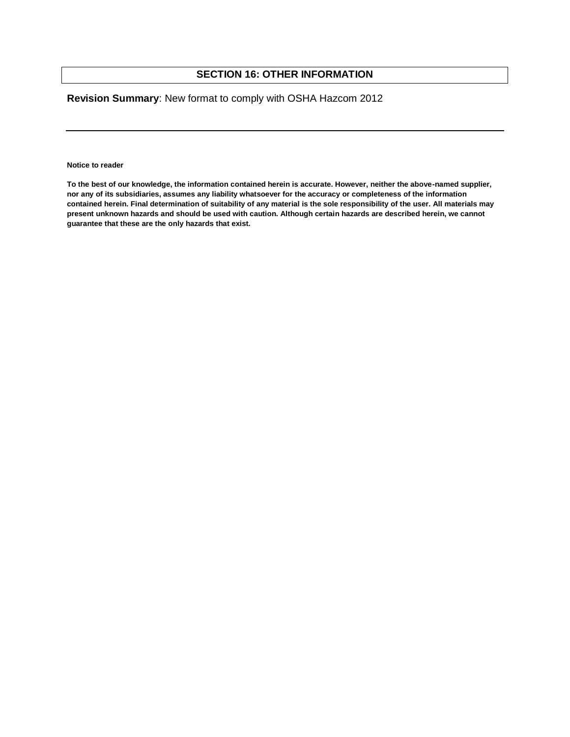## SECTION 16: OTHER INFORMATION

**Revision Summary**: New format to comply with OSHA Hazcom 2012

---

**Notice to reader**

**To the best of our knowledge, the information contained herein is accurate. However, neither the above-named supplier, nor any of its subsidiaries, assumes any liability whatsoever for the accuracy or completeness of the information contained herein. Final determination of suitability of any material is the sole responsibility of the user. All materials may present unknown hazards and should be used with caution. Although certain hazards are described herein, we cannot guarantee that these are the only hazards that exist.**